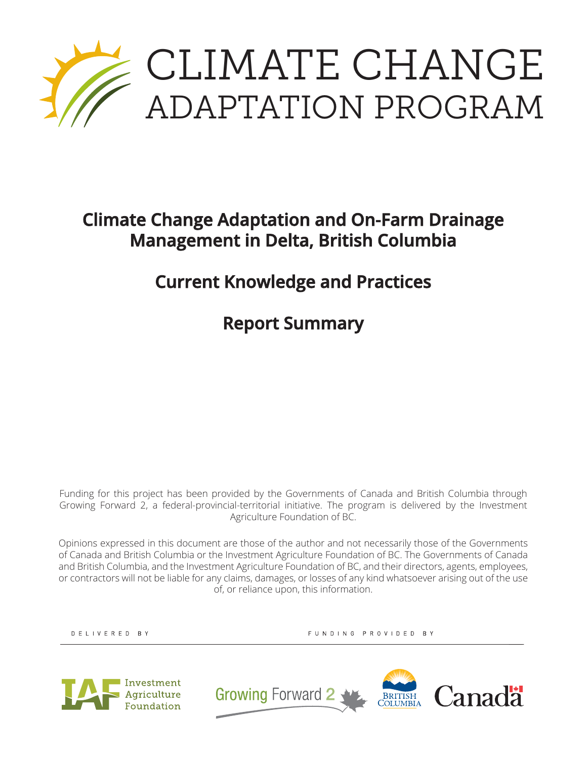# CLIMATE CHANGE ADAPTATION PROGRAM

## Climate Change Adaptation and On-Farm Drainage Management in Delta, British Columbia

## Current Knowledge and Practices

## Report Summary

Funding for this project has been provided by the Governments of Canada and British Columbia through Growing Forward 2, a federal-provincial-territorial initiative. The program is delivered by the Investment Agriculture Foundation of BC.

Opinions expressed in this document are those of the author and not necessarily those of the Governments of Canada and British Columbia or the Investment Agriculture Foundation of BC. The Governments of Canada and British Columbia, and the Investment Agriculture Foundation of BC, and their directors, agents, employees, or contractors will not be liable for any claims, damages, or losses of any kind whatsoever arising out of the use of, or reliance upon, this information.

DELIVERED BY: Investment Agriculture Foundation

FUNDING PROVIDED BY: Growing Forward 2, British Columbia, Canada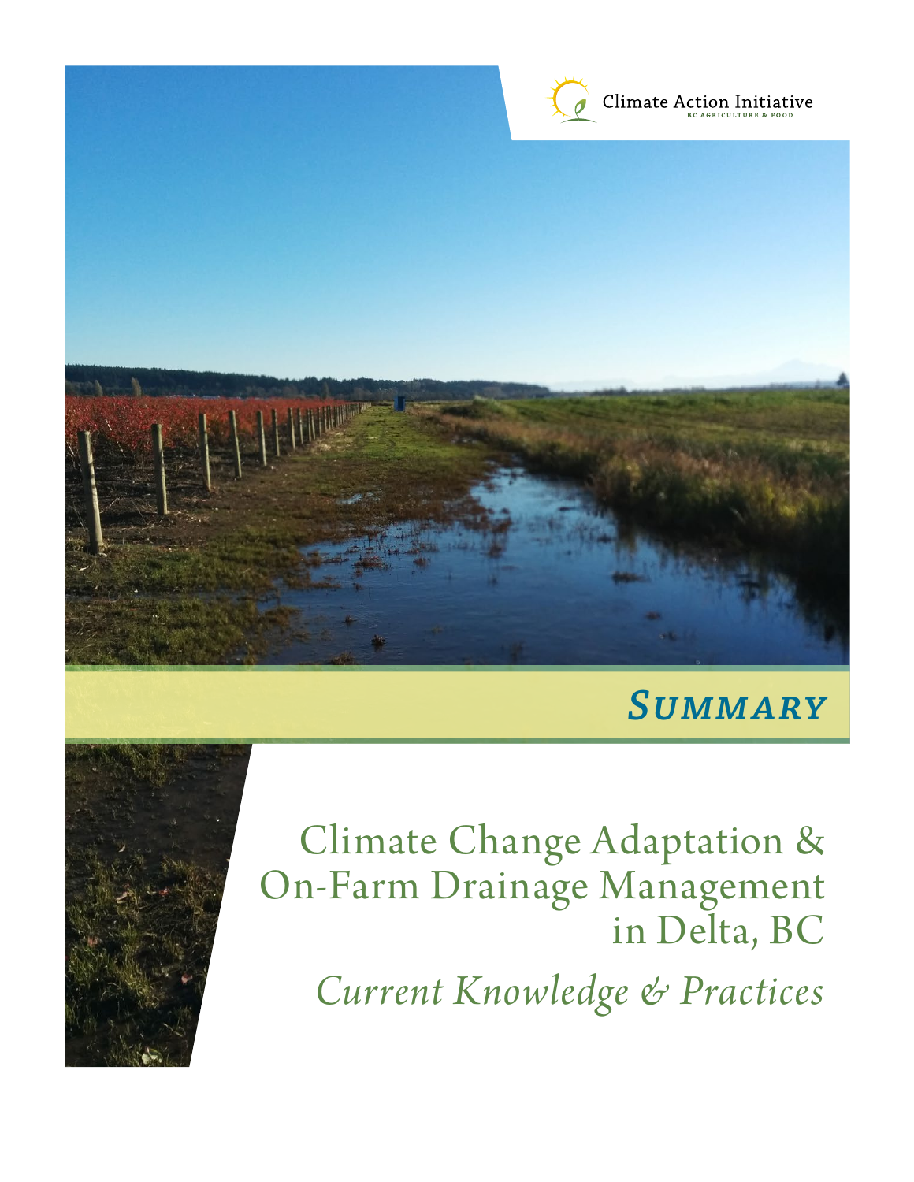Climate Action Initiative

BC AGRICULTURE & FOOD

# *Summary*

# Climate Change Adaptation & On-Farm Drainage Management in Delta, BC

## *Current Knowledge & Practices*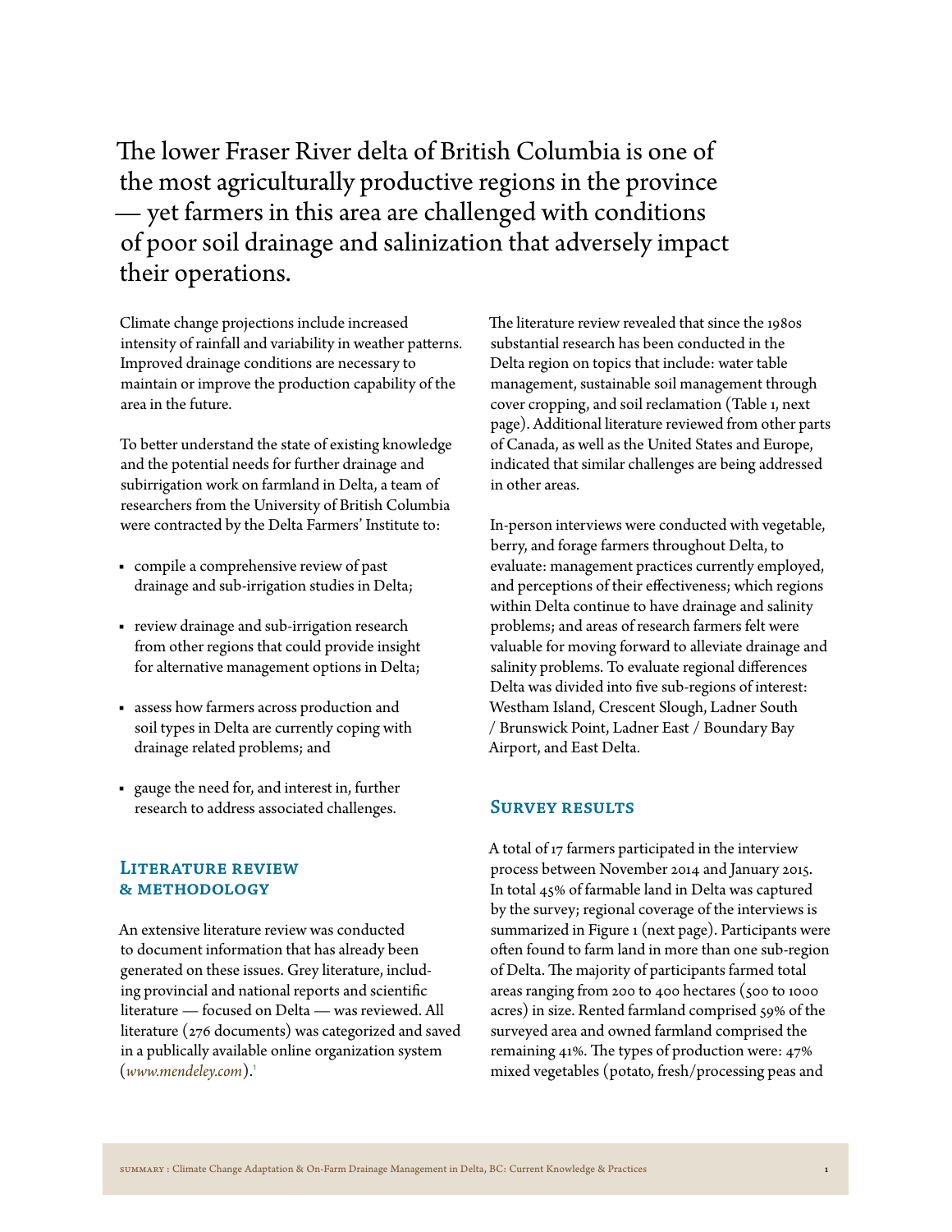The lower Fraser River delta of British Columbia is one of the most agriculturally productive regions in the province — yet farmers in this area are challenged with conditions of poor soil drainage and salinization that adversely impact their operations.

Climate change projections include increased intensity of rainfall and variability in weather patterns. Improved drainage conditions are necessary to maintain or improve the production capability of the area in the future.

To better understand the state of existing knowledge and the potential needs for further drainage and subirrigation work on farmland in Delta, a team of researchers from the University of British Columbia were contracted by the Delta Farmers' Institute to:

- compile a comprehensive review of past drainage and sub-irrigation studies in Delta;
- review drainage and sub-irrigation research from other regions that could provide insight for alternative management options in Delta;
- assess how farmers across production and soil types in Delta are currently coping with drainage related problems; and
- gauge the need for, and interest in, further research to address associated challenges.

## Literature review & methodology

An extensive literature review was conducted to document information that has already been generated on these issues. Grey literature, including provincial and national reports and scientific literature — focused on Delta — was reviewed. All literature (276 documents) was categorized and saved in a publically available online organization system (*www.mendeley.com*).[1]

The literature review revealed that since the 1980s substantial research has been conducted in the Delta region on topics that include: water table management, sustainable soil management through cover cropping, and soil reclamation (Table 1, next page). Additional literature reviewed from other parts of Canada, as well as the United States and Europe, indicated that similar challenges are being addressed in other areas.

In-person interviews were conducted with vegetable, berry, and forage farmers throughout Delta, to evaluate: management practices currently employed, and perceptions of their effectiveness; which regions within Delta continue to have drainage and salinity problems; and areas of research farmers felt were valuable for moving forward to alleviate drainage and salinity problems. To evaluate regional differences Delta was divided into five sub-regions of interest: Westham Island, Crescent Slough, Ladner South / Brunswick Point, Ladner East / Boundary Bay Airport, and East Delta.

## Survey results

A total of 17 farmers participated in the interview process between November 2014 and January 2015. In total 45% of farmable land in Delta was captured by the survey; regional coverage of the interviews is summarized in Figure 1 (next page). Participants were often found to farm land in more than one sub-region of Delta. The majority of participants farmed total areas ranging from 200 to 400 hectares (500 to 1000 acres) in size. Rented farmland comprised 59% of the surveyed area and owned farmland comprised the remaining 41%. The types of production were: 47% mixed vegetables (potato, fresh/processing peas and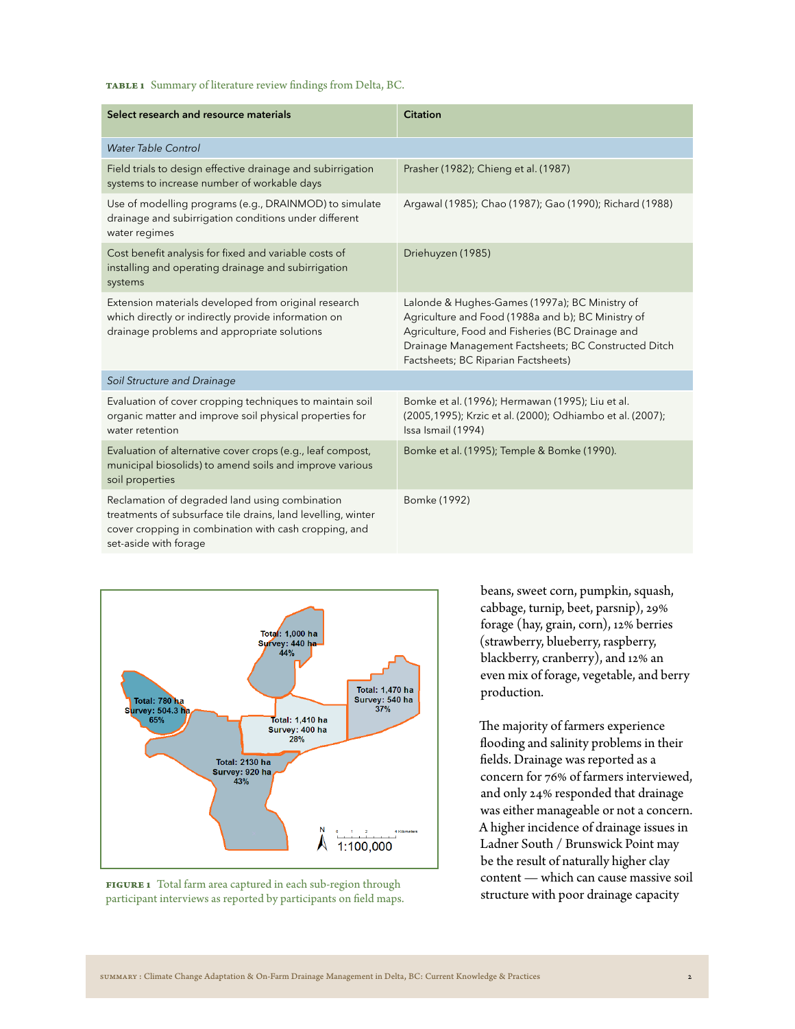**TABLE 1** Summary of literature review findings from Delta, BC.

| Select research and resource materials | Citation |
|---|---|
| *Water Table Control* | |
| Field trials to design effective drainage and subirrigation systems to increase number of workable days | Prasher (1982); Chieng et al. (1987) |
| Use of modelling programs (e.g., DRAINMOD) to simulate drainage and subirrigation conditions under different water regimes | Argawal (1985); Chao (1987); Gao (1990); Richard (1988) |
| Cost benefit analysis for fixed and variable costs of installing and operating drainage and subirrigation systems | Driehuyzen (1985) |
| Extension materials developed from original research which directly or indirectly provide information on drainage problems and appropriate solutions | Lalonde & Hughes-Games (1997a); BC Ministry of Agriculture and Food (1988a and b); BC Ministry of Agriculture, Food and Fisheries (BC Drainage and Drainage Management Factsheets; BC Constructed Ditch Factsheets; BC Riparian Factsheets) |
| *Soil Structure and Drainage* | |
| Evaluation of cover cropping techniques to maintain soil organic matter and improve soil physical properties for water retention | Bomke et al. (1996); Hermawan (1995); Liu et al. (2005,1995); Krzic et al. (2000); Odhiambo et al. (2007); Issa Ismail (1994) |
| Evaluation of alternative cover crops (e.g., leaf compost, municipal biosolids) to amend soils and improve various soil properties | Bomke et al. (1995); Temple & Bomke (1990). |
| Reclamation of degraded land using combination treatments of subsurface tile drains, land levelling, winter cover cropping in combination with cash cropping, and set-aside with forage | Bomke (1992) |

**FIGURE 1** Total farm area captured in each sub-region through participant interviews as reported by participants on field maps.

beans, sweet corn, pumpkin, squash, cabbage, turnip, beet, parsnip), 29% forage (hay, grain, corn), 12% berries (strawberry, blueberry, raspberry, blackberry, cranberry), and 12% an even mix of forage, vegetable, and berry production.

The majority of farmers experience flooding and salinity problems in their fields. Drainage was reported as a concern for 76% of farmers interviewed, and only 24% responded that drainage was either manageable or not a concern. A higher incidence of drainage issues in Ladner South / Brunswick Point may be the result of naturally higher clay content — which can cause massive soil structure with poor drainage capacity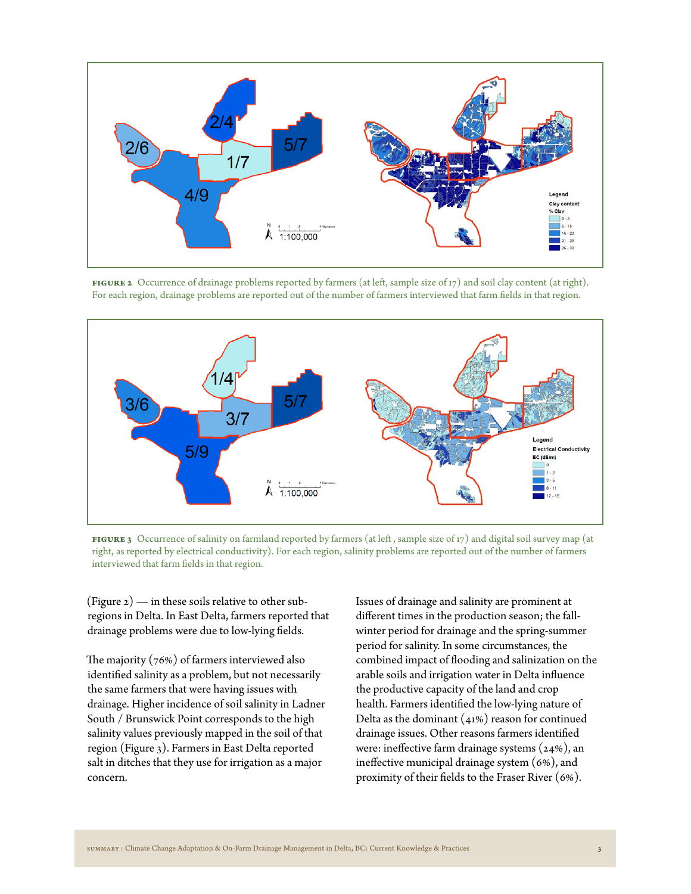**FIGURE 2** Occurrence of drainage problems reported by farmers (at left, sample size of 17) and soil clay content (at right). For each region, drainage problems are reported out of the number of farmers interviewed that farm fields in that region.

**FIGURE 3** Occurrence of salinity on farmland reported by farmers (at left , sample size of 17) and digital soil survey map (at right, as reported by electrical conductivity). For each region, salinity problems are reported out of the number of farmers interviewed that farm fields in that region.

(Figure 2) — in these soils relative to other sub-regions in Delta. In East Delta, farmers reported that drainage problems were due to low-lying fields.

The majority (76%) of farmers interviewed also identified salinity as a problem, but not necessarily the same farmers that were having issues with drainage. Higher incidence of soil salinity in Ladner South / Brunswick Point corresponds to the high salinity values previously mapped in the soil of that region (Figure 3). Farmers in East Delta reported salt in ditches that they use for irrigation as a major concern.

Issues of drainage and salinity are prominent at different times in the production season; the fall-winter period for drainage and the spring-summer period for salinity. In some circumstances, the combined impact of flooding and salinization on the arable soils and irrigation water in Delta influence the productive capacity of the land and crop health. Farmers identified the low-lying nature of Delta as the dominant (41%) reason for continued drainage issues. Other reasons farmers identified were: ineffective farm drainage systems (24%), an ineffective municipal drainage system (6%), and proximity of their fields to the Fraser River (6%).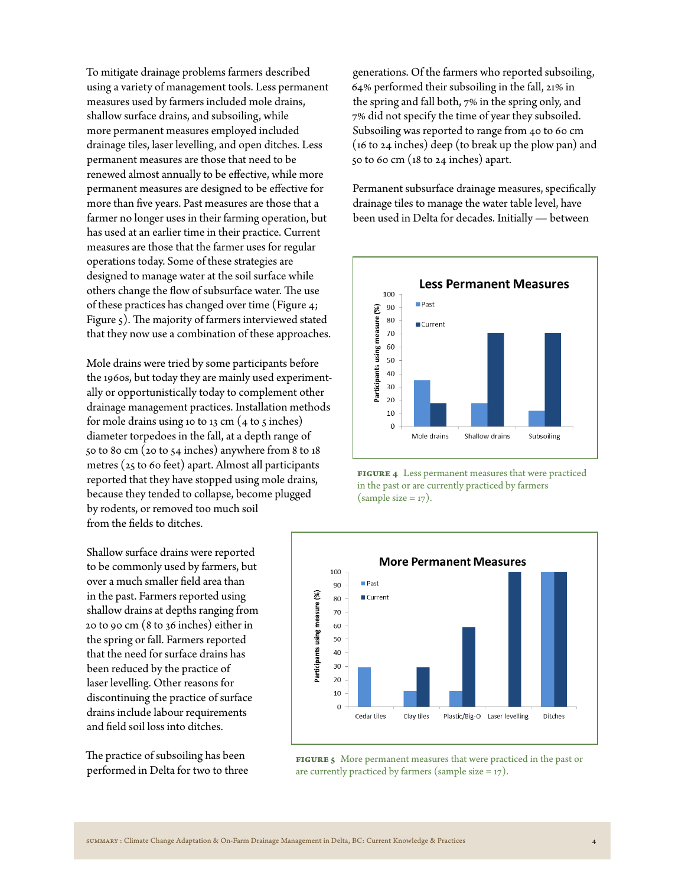To mitigate drainage problems farmers described using a variety of management tools. Less permanent measures used by farmers included mole drains, shallow surface drains, and subsoiling, while more permanent measures employed included drainage tiles, laser levelling, and open ditches. Less permanent measures are those that need to be renewed almost annually to be effective, while more permanent measures are designed to be effective for more than five years. Past measures are those that a farmer no longer uses in their farming operation, but has used at an earlier time in their practice. Current measures are those that the farmer uses for regular operations today. Some of these strategies are designed to manage water at the soil surface while others change the flow of subsurface water. The use of these practices has changed over time (Figure 4; Figure 5). The majority of farmers interviewed stated that they now use a combination of these approaches.

Mole drains were tried by some participants before the 1960s, but today they are mainly used experimentally or opportunistically today to complement other drainage management practices. Installation methods for mole drains using 10 to 13 cm (4 to 5 inches) diameter torpedoes in the fall, at a depth range of 50 to 80 cm (20 to 54 inches) anywhere from 8 to 18 metres (25 to 60 feet) apart. Almost all participants reported that they have stopped using mole drains, because they tended to collapse, become plugged by rodents, or removed too much soil from the fields to ditches.

Shallow surface drains were reported to be commonly used by farmers, but over a much smaller field area than in the past. Farmers reported using shallow drains at depths ranging from 20 to 90 cm (8 to 36 inches) either in the spring or fall. Farmers reported that the need for surface drains has been reduced by the practice of laser levelling. Other reasons for discontinuing the practice of surface drains include labour requirements and field soil loss into ditches.

The practice of subsoiling has been performed in Delta for two to three generations. Of the farmers who reported subsoiling, 64% performed their subsoiling in the fall, 21% in the spring and fall both, 7% in the spring only, and 7% did not specify the time of year they subsoiled. Subsoiling was reported to range from 40 to 60 cm (16 to 24 inches) deep (to break up the plow pan) and 50 to 60 cm (18 to 24 inches) apart.

Permanent subsurface drainage measures, specifically drainage tiles to manage the water table level, have been used in Delta for decades. Initially — between

**FIGURE 4** Less permanent measures that were practiced in the past or are currently practiced by farmers (sample size = 17).

**FIGURE 5** More permanent measures that were practiced in the past or are currently practiced by farmers (sample size = 17).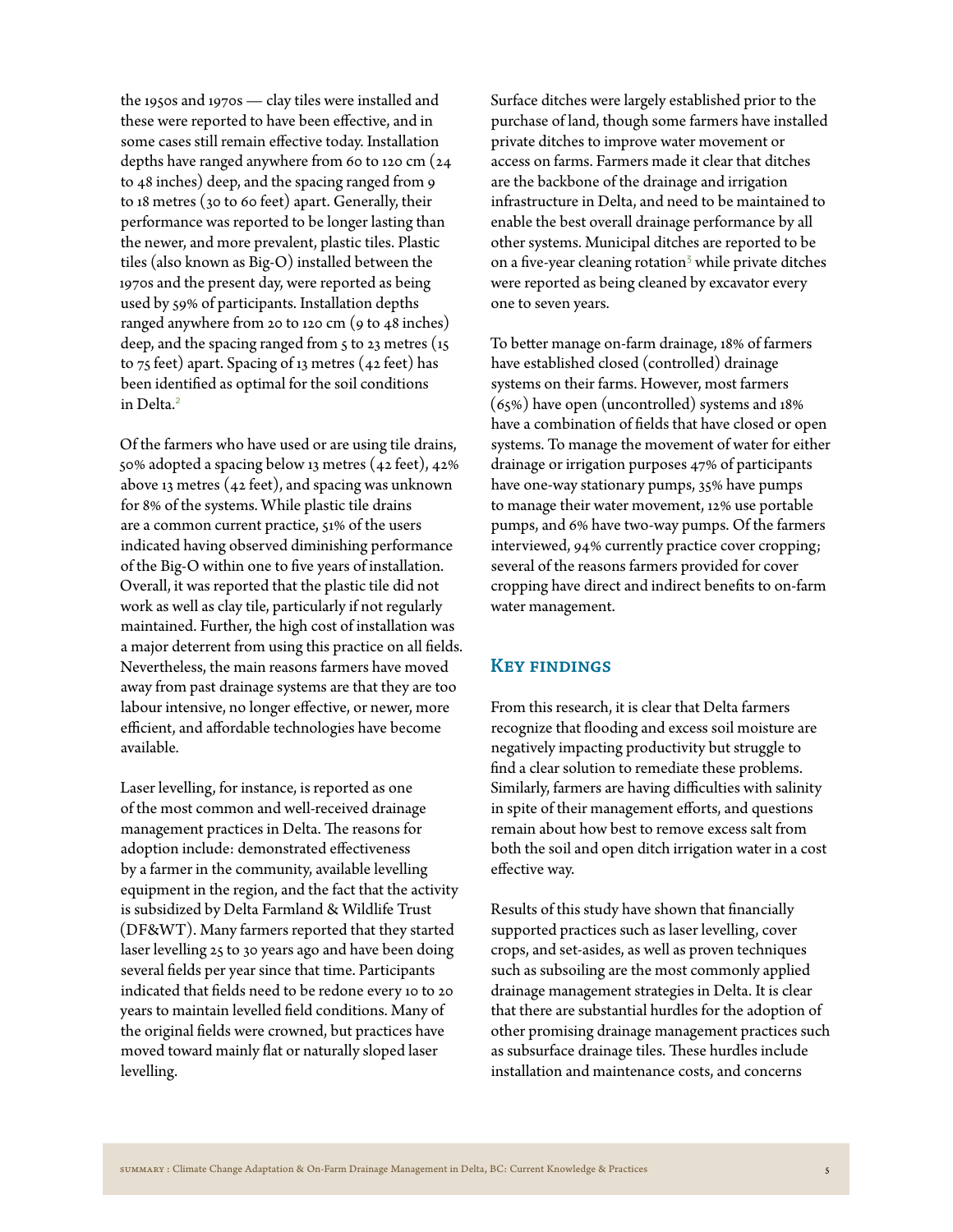the 1950s and 1970s — clay tiles were installed and these were reported to have been effective, and in some cases still remain effective today. Installation depths have ranged anywhere from 60 to 120 cm (24 to 48 inches) deep, and the spacing ranged from 9 to 18 metres (30 to 60 feet) apart. Generally, their performance was reported to be longer lasting than the newer, and more prevalent, plastic tiles. Plastic tiles (also known as Big-O) installed between the 1970s and the present day, were reported as being used by 59% of participants. Installation depths ranged anywhere from 20 to 120 cm (9 to 48 inches) deep, and the spacing ranged from 5 to 23 metres (15 to 75 feet) apart. Spacing of 13 metres (42 feet) has been identified as optimal for the soil conditions in Delta.[2]

Of the farmers who have used or are using tile drains, 50% adopted a spacing below 13 metres (42 feet), 42% above 13 metres (42 feet), and spacing was unknown for 8% of the systems. While plastic tile drains are a common current practice, 51% of the users indicated having observed diminishing performance of the Big-O within one to five years of installation. Overall, it was reported that the plastic tile did not work as well as clay tile, particularly if not regularly maintained. Further, the high cost of installation was a major deterrent from using this practice on all fields. Nevertheless, the main reasons farmers have moved away from past drainage systems are that they are too labour intensive, no longer effective, or newer, more efficient, and affordable technologies have become available.

Laser levelling, for instance, is reported as one of the most common and well-received drainage management practices in Delta. The reasons for adoption include: demonstrated effectiveness by a farmer in the community, available levelling equipment in the region, and the fact that the activity is subsidized by Delta Farmland & Wildlife Trust (DF&WT). Many farmers reported that they started laser levelling 25 to 30 years ago and have been doing several fields per year since that time. Participants indicated that fields need to be redone every 10 to 20 years to maintain levelled field conditions. Many of the original fields were crowned, but practices have moved toward mainly flat or naturally sloped laser levelling.

Surface ditches were largely established prior to the purchase of land, though some farmers have installed private ditches to improve water movement or access on farms. Farmers made it clear that ditches are the backbone of the drainage and irrigation infrastructure in Delta, and need to be maintained to enable the best overall drainage performance by all other systems. Municipal ditches are reported to be on a five-year cleaning rotation[3] while private ditches were reported as being cleaned by excavator every one to seven years.

To better manage on-farm drainage, 18% of farmers have established closed (controlled) drainage systems on their farms. However, most farmers (65%) have open (uncontrolled) systems and 18% have a combination of fields that have closed or open systems. To manage the movement of water for either drainage or irrigation purposes 47% of participants have one-way stationary pumps, 35% have pumps to manage their water movement, 12% use portable pumps, and 6% have two-way pumps. Of the farmers interviewed, 94% currently practice cover cropping; several of the reasons farmers provided for cover cropping have direct and indirect benefits to on-farm water management.

## Key findings

From this research, it is clear that Delta farmers recognize that flooding and excess soil moisture are negatively impacting productivity but struggle to find a clear solution to remediate these problems. Similarly, farmers are having difficulties with salinity in spite of their management efforts, and questions remain about how best to remove excess salt from both the soil and open ditch irrigation water in a cost effective way.

Results of this study have shown that financially supported practices such as laser levelling, cover crops, and set-asides, as well as proven techniques such as subsoiling are the most commonly applied drainage management strategies in Delta. It is clear that there are substantial hurdles for the adoption of other promising drainage management practices such as subsurface drainage tiles. These hurdles include installation and maintenance costs, and concerns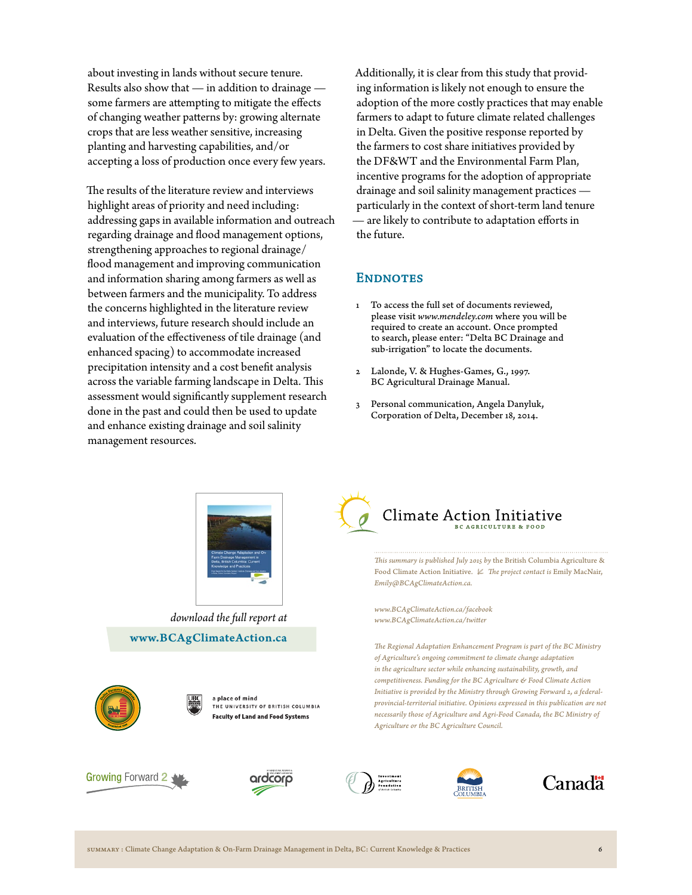about investing in lands without secure tenure. Results also show that — in addition to drainage — some farmers are attempting to mitigate the effects of changing weather patterns by: growing alternate crops that are less weather sensitive, increasing planting and harvesting capabilities, and/or accepting a loss of production once every few years.

The results of the literature review and interviews highlight areas of priority and need including: addressing gaps in available information and outreach regarding drainage and flood management options, strengthening approaches to regional drainage/flood management and improving communication and information sharing among farmers as well as between farmers and the municipality. To address the concerns highlighted in the literature review and interviews, future research should include an evaluation of the effectiveness of tile drainage (and enhanced spacing) to accommodate increased precipitation intensity and a cost benefit analysis across the variable farming landscape in Delta. This assessment would significantly supplement research done in the past and could then be used to update and enhance existing drainage and soil salinity management resources.

Additionally, it is clear from this study that providing information is likely not enough to ensure the adoption of the more costly practices that may enable farmers to adapt to future climate related challenges in Delta. Given the positive response reported by the farmers to cost share initiatives provided by the DF&WT and the Environmental Farm Plan, incentive programs for the adoption of appropriate drainage and soil salinity management practices — particularly in the context of short-term land tenure — are likely to contribute to adaptation efforts in the future.

## Endnotes

1. To access the full set of documents reviewed, please visit *www.mendeley.com* where you will be required to create an account. Once prompted to search, please enter: "Delta BC Drainage and sub-irrigation" to locate the documents.
2. Lalonde, V. & Hughes-Games, G., 1997. BC Agricultural Drainage Manual.
3. Personal communication, Angela Danyluk, Corporation of Delta, December 18, 2014.

*download the full report at*

**www.BCAgClimateAction.ca**

Climate Action Initiative
BC AGRICULTURE & FOOD

*This summary is published July 2015 by* the British Columbia Agriculture & Food Climate Action Initiative. *The project contact is* Emily MacNair, *Emily@BCAgClimateAction.ca.*

*www.BCAgClimateAction.ca/facebook*
*www.BCAgClimateAction.ca/twitter*

*The Regional Adaptation Enhancement Program is part of the BC Ministry of Agriculture's ongoing commitment to climate change adaptation in the agriculture sector while enhancing sustainability, growth, and competitiveness. Funding for the BC Agriculture & Food Climate Action Initiative is provided by the Ministry through Growing Forward 2, a federal-provincial-territorial initiative. Opinions expressed in this publication are not necessarily those of Agriculture and Agri-Food Canada, the BC Ministry of Agriculture or the BC Agriculture Council.*

a place of mind
THE UNIVERSITY OF BRITISH COLUMBIA
Faculty of Land and Food Systems

Growing Forward 2 · ardcorp · Investment Agriculture Foundation of British Columbia · British Columbia · Canada